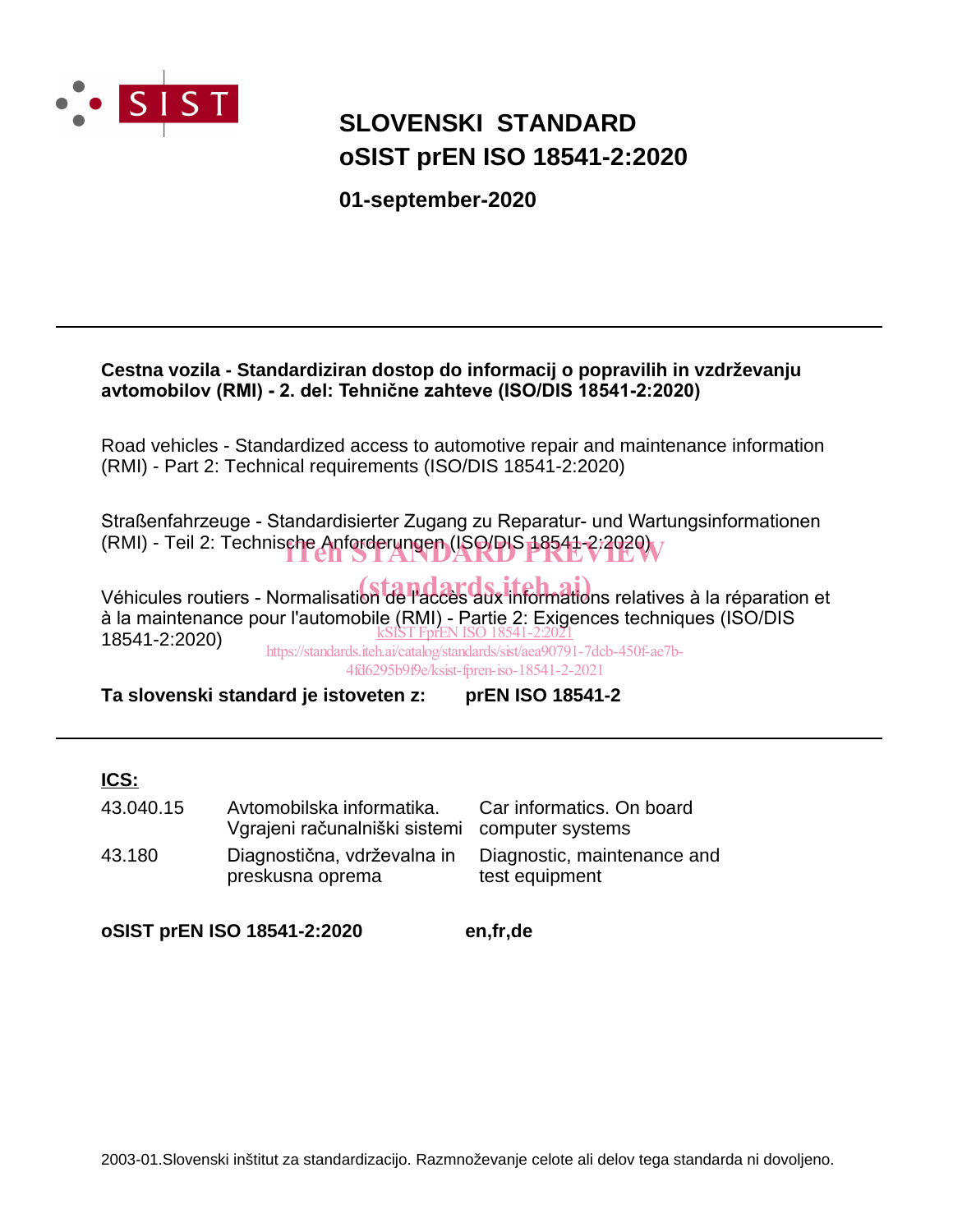SIST

# SLOVENSKI STANDARD
# oSIST prEN ISO 18541-2:2020

**01-september-2020**

---

**Cestna vozila - Standardiziran dostop do informacij o popravilih in vzdrževanju avtomobilov (RMI) - 2. del: Tehnične zahteve (ISO/DIS 18541-2:2020)**

Road vehicles - Standardized access to automotive repair and maintenance information (RMI) - Part 2: Technical requirements (ISO/DIS 18541-2:2020)

Straßenfahrzeuge - Standardisierter Zugang zu Reparatur- und Wartungsinformationen (RMI) - Teil 2: Technische Anforderungen (ISO/DIS 18541-2:2020)

Véhicules routiers - Normalisation de l'accès aux informations relatives à la réparation et à la maintenance pour l'automobile (RMI) - Partie 2: Exigences techniques (ISO/DIS 18541-2:2020)

iTeh STANDARD PREVIEW
(standards.iteh.ai)
kSIST FprEN ISO 18541-2:2021
https://standards.iteh.ai/catalog/standards/sist/aea90791-7dcb-450f-ae7b-4fd6295b9f9e/ksist-fpren-iso-18541-2-2021

**Ta slovenski standard je istoveten z:** **prEN ISO 18541-2**

---

**ICS:**

| | | |
|---|---|---|
| 43.040.15 | Avtomobilska informatika. Vgrajeni računalniški sistemi | Car informatics. On board computer systems |
| 43.180 | Diagnostična, vzdrževalna in preskusna oprema | Diagnostic, maintenance and test equipment |

**oSIST prEN ISO 18541-2:2020** **en,fr,de**

2003-01.Slovenski inštitut za standardizacijo. Razmnoževanje celote ali delov tega standarda ni dovoljeno.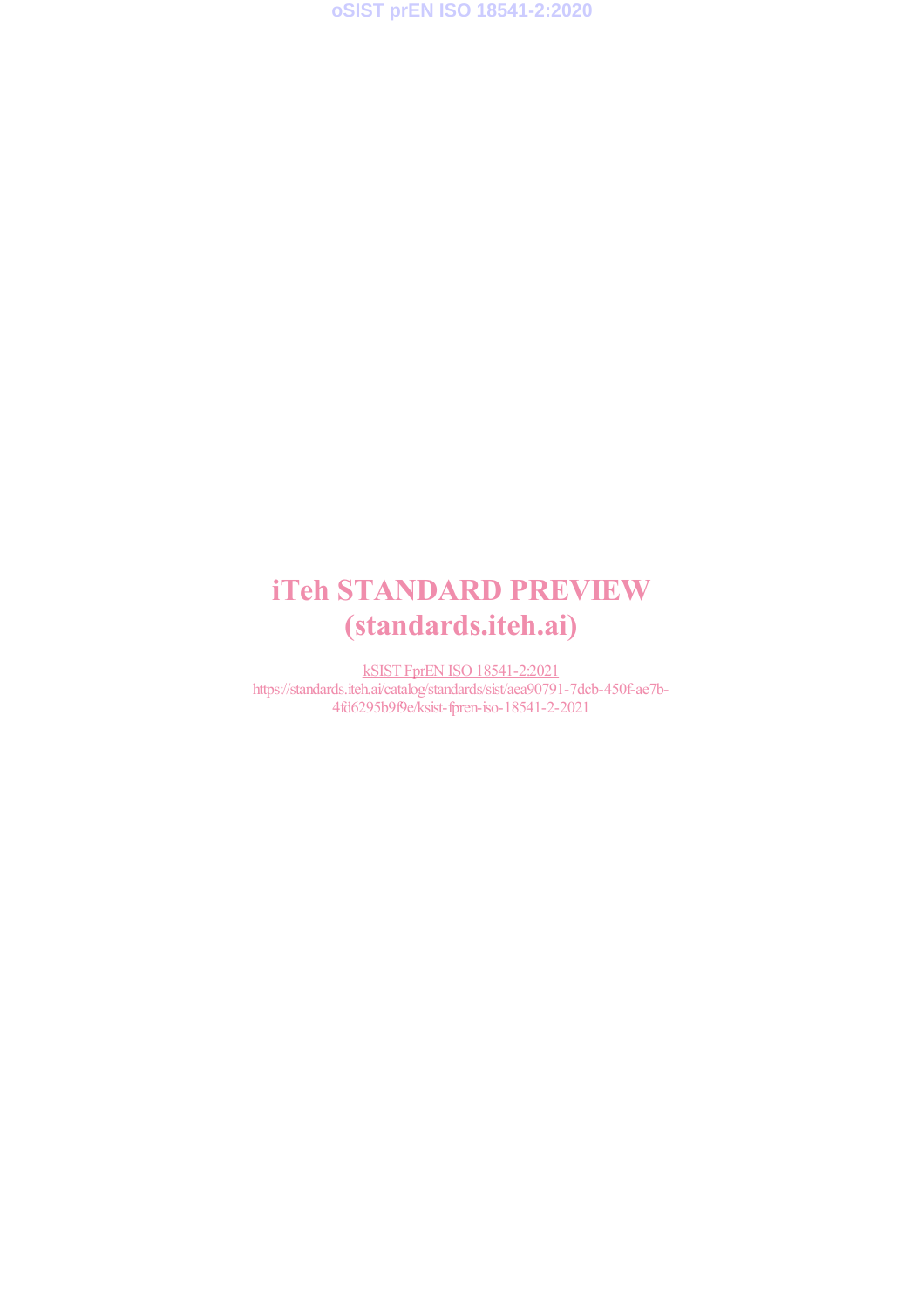# iTeh STANDARD PREVIEW
# (standards.iteh.ai)

kSIST FprEN ISO 18541-2:2021
https://standards.iteh.ai/catalog/standards/sist/aea90791-7dcb-450f-ae7b-4fd6295b9f9e/ksist-fpren-iso-18541-2-2021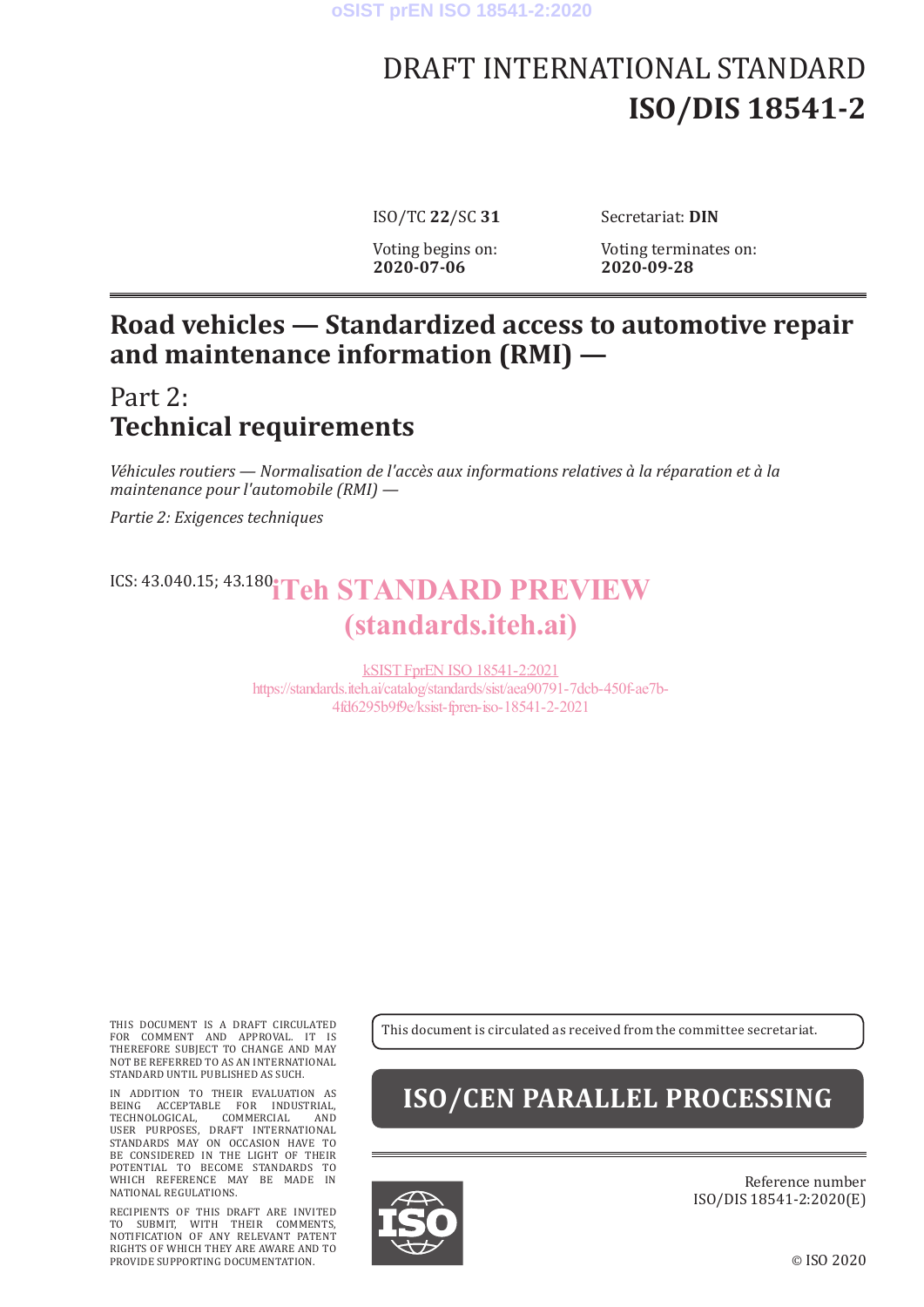# DRAFT INTERNATIONAL STANDARD
# ISO/DIS 18541-2

ISO/TC **22**/SC **31**

Secretariat: **DIN**

Voting begins on:
**2020-07-06**

Voting terminates on:
**2020-09-28**

## Road vehicles — Standardized access to automotive repair and maintenance information (RMI) —

## Part 2:
## Technical requirements

*Véhicules routiers — Normalisation de l'accès aux informations relatives à la réparation et à la maintenance pour l'automobile (RMI) —*

*Partie 2: Exigences techniques*

ICS: 43.040.15; 43.180

THIS DOCUMENT IS A DRAFT CIRCULATED FOR COMMENT AND APPROVAL. IT IS THEREFORE SUBJECT TO CHANGE AND MAY NOT BE REFERRED TO AS AN INTERNATIONAL STANDARD UNTIL PUBLISHED AS SUCH.

IN ADDITION TO THEIR EVALUATION AS BEING ACCEPTABLE FOR INDUSTRIAL, TECHNOLOGICAL, COMMERCIAL AND USER PURPOSES, DRAFT INTERNATIONAL STANDARDS MAY ON OCCASION HAVE TO BE CONSIDERED IN THE LIGHT OF THEIR POTENTIAL TO BECOME STANDARDS TO WHICH REFERENCE MAY BE MADE IN NATIONAL REGULATIONS.

RECIPIENTS OF THIS DRAFT ARE INVITED TO SUBMIT, WITH THEIR COMMENTS, NOTIFICATION OF ANY RELEVANT PATENT RIGHTS OF WHICH THEY ARE AWARE AND TO PROVIDE SUPPORTING DOCUMENTATION.

This document is circulated as received from the committee secretariat.

**ISO/CEN PARALLEL PROCESSING**

Reference number
ISO/DIS 18541-2:2020(E)

© ISO 2020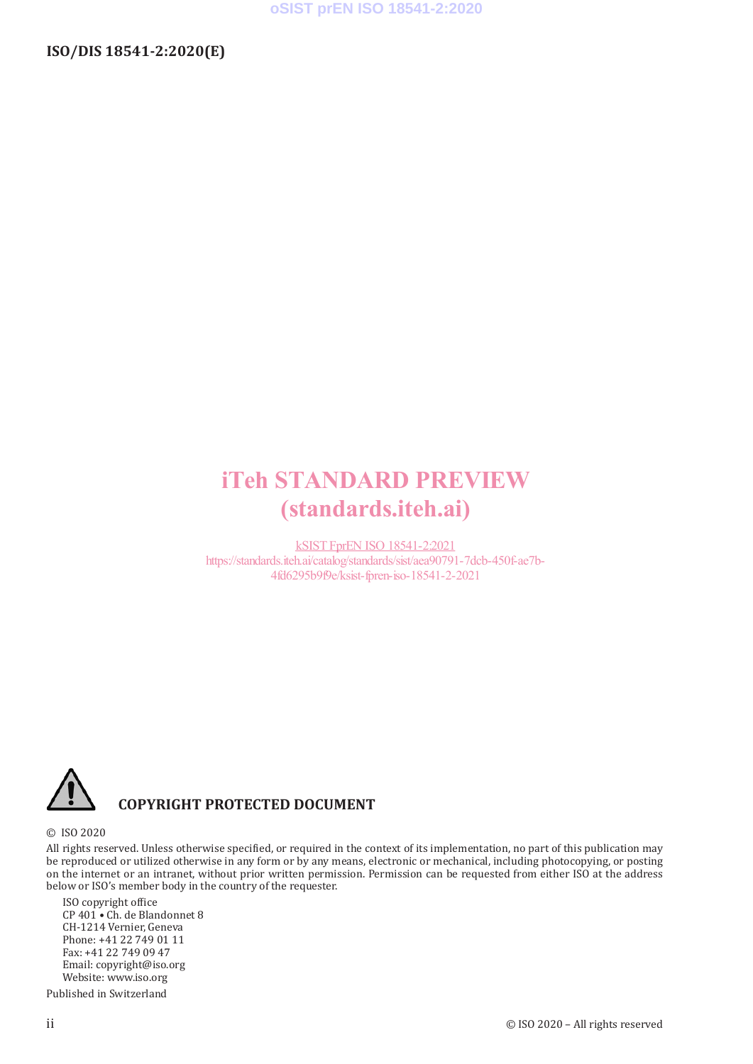iTeh STANDARD PREVIEW
(standards.iteh.ai)

kSIST FprEN ISO 18541-2:2021
https://standards.iteh.ai/catalog/standards/sist/aea90791-7dcb-450f-ae7b-4fd6295b9f9e/ksist-fpren-iso-18541-2-2021

**COPYRIGHT PROTECTED DOCUMENT**

© ISO 2020

All rights reserved. Unless otherwise specified, or required in the context of its implementation, no part of this publication may be reproduced or utilized otherwise in any form or by any means, electronic or mechanical, including photocopying, or posting on the internet or an intranet, without prior written permission. Permission can be requested from either ISO at the address below or ISO's member body in the country of the requester.

ISO copyright office
CP 401 • Ch. de Blandonnet 8
CH-1214 Vernier, Geneva
Phone: +41 22 749 01 11
Fax: +41 22 749 09 47
Email: copyright@iso.org
Website: www.iso.org

Published in Switzerland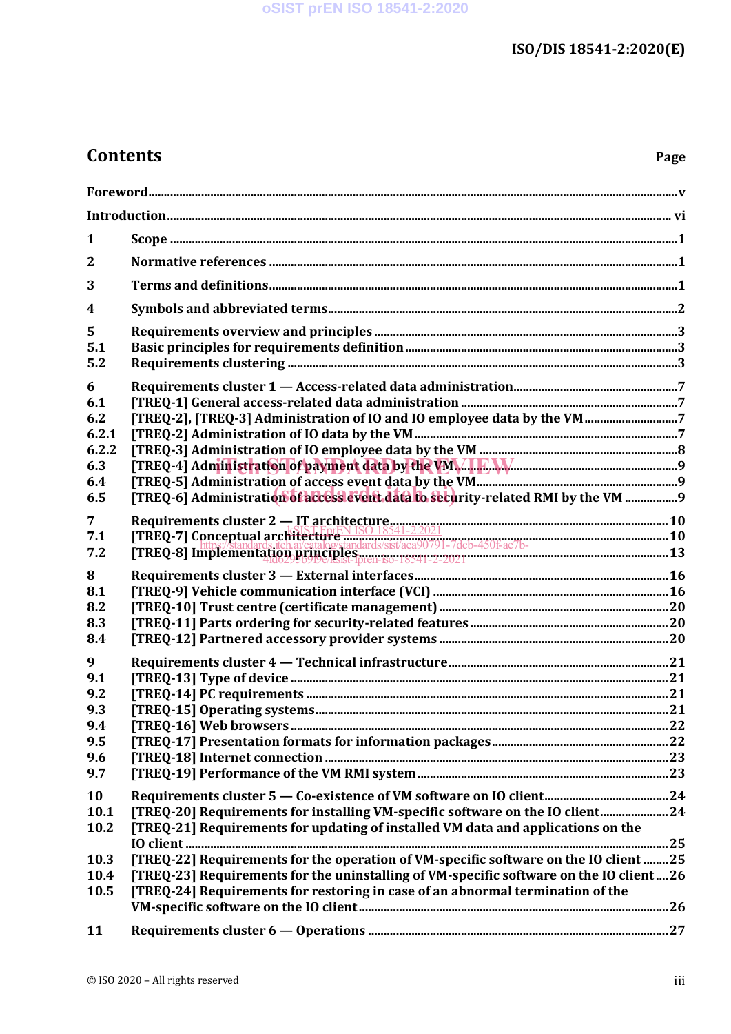# Contents

Page

Foreword.....v

Introduction.....vi

1 Scope.....1

2 Normative references.....1

3 Terms and definitions.....1

4 Symbols and abbreviated terms.....2

5 Requirements overview and principles.....3

5.1 Basic principles for requirements definition.....3

5.2 Requirements clustering.....3

6 Requirements cluster 1 — Access-related data administration.....7

6.1 [TREQ-1] General access-related data administration.....7

6.2 [TREQ-2], [TREQ-3] Administration of IO and IO employee data by the VM.....7

6.2.1 [TREQ-2] Administration of IO data by the VM.....7

6.2.2 [TREQ-3] Administration of IO employee data by the VM.....8

6.3 [TREQ-4] Administration of payment data by the VM.....9

6.4 [TREQ-5] Administration of access event data by the VM.....9

6.5 [TREQ-6] Administration of access event data to security-related RMI by the VM.....9

7 Requirements cluster 2 — IT architecture.....10

7.1 [TREQ-7] Conceptual architecture.....10

7.2 [TREQ-8] Implementation principles.....13

8 Requirements cluster 3 — External interfaces.....16

8.1 [TREQ-9] Vehicle communication interface (VCI).....16

8.2 [TREQ-10] Trust centre (certificate management).....20

8.3 [TREQ-11] Parts ordering for security-related features.....20

8.4 [TREQ-12] Partnered accessory provider systems.....20

9 Requirements cluster 4 — Technical infrastructure.....21

9.1 [TREQ-13] Type of device.....21

9.2 [TREQ-14] PC requirements.....21

9.3 [TREQ-15] Operating systems.....21

9.4 [TREQ-16] Web browsers.....22

9.5 [TREQ-17] Presentation formats for information packages.....22

9.6 [TREQ-18] Internet connection.....23

9.7 [TREQ-19] Performance of the VM RMI system.....23

10 Requirements cluster 5 — Co-existence of VM software on IO client.....24

10.1 [TREQ-20] Requirements for installing VM-specific software on the IO client.....24

10.2 [TREQ-21] Requirements for updating of installed VM data and applications on the IO client.....25

10.3 [TREQ-22] Requirements for the operation of VM-specific software on the IO client.....25

10.4 [TREQ-23] Requirements for the uninstalling of VM-specific software on the IO client.....26

10.5 [TREQ-24] Requirements for restoring in case of an abnormal termination of the VM-specific software on the IO client.....26

11 Requirements cluster 6 — Operations.....27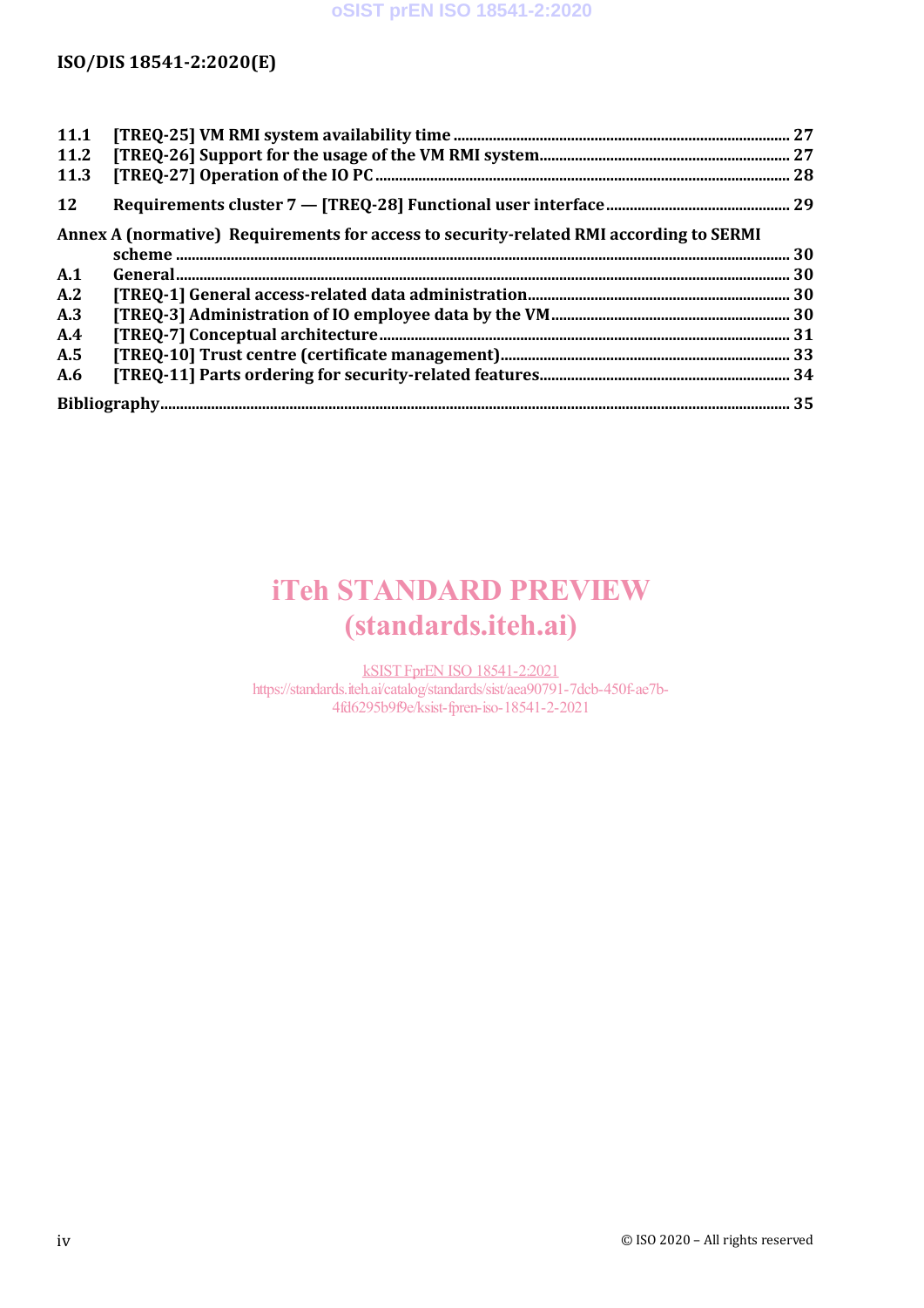| | | |
|---|---|---|
| 11.1 | [TREQ-25] VM RMI system availability time | 27 |
| 11.2 | [TREQ-26] Support for the usage of the VM RMI system | 27 |
| 11.3 | [TREQ-27] Operation of the IO PC | 28 |
| 12 | Requirements cluster 7 — [TREQ-28] Functional user interface | 29 |
| Annex A (normative) | Requirements for access to security-related RMI according to SERMI scheme | 30 |
| A.1 | General | 30 |
| A.2 | [TREQ-1] General access-related data administration | 30 |
| A.3 | [TREQ-3] Administration of IO employee data by the VM | 30 |
| A.4 | [TREQ-7] Conceptual architecture | 31 |
| A.5 | [TREQ-10] Trust centre (certificate management) | 33 |
| A.6 | [TREQ-11] Parts ordering for security-related features | 34 |
| Bibliography | | 35 |

iTeh STANDARD PREVIEW
(standards.iteh.ai)

kSIST FprEN ISO 18541-2:2021
https://standards.iteh.ai/catalog/standards/sist/aea90791-7dcb-450f-ae7b-4fd6295b9f9e/ksist-fpren-iso-18541-2-2021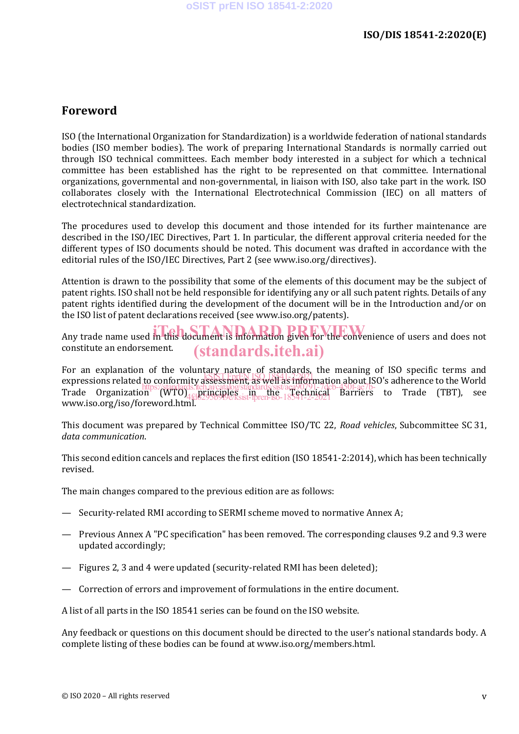# Foreword

ISO (the International Organization for Standardization) is a worldwide federation of national standards bodies (ISO member bodies). The work of preparing International Standards is normally carried out through ISO technical committees. Each member body interested in a subject for which a technical committee has been established has the right to be represented on that committee. International organizations, governmental and non-governmental, in liaison with ISO, also take part in the work. ISO collaborates closely with the International Electrotechnical Commission (IEC) on all matters of electrotechnical standardization.

The procedures used to develop this document and those intended for its further maintenance are described in the ISO/IEC Directives, Part 1. In particular, the different approval criteria needed for the different types of ISO documents should be noted. This document was drafted in accordance with the editorial rules of the ISO/IEC Directives, Part 2 (see www.iso.org/directives).

Attention is drawn to the possibility that some of the elements of this document may be the subject of patent rights. ISO shall not be held responsible for identifying any or all such patent rights. Details of any patent rights identified during the development of the document will be in the Introduction and/or on the ISO list of patent declarations received (see www.iso.org/patents).

Any trade name used in this document is information given for the convenience of users and does not constitute an endorsement.

For an explanation of the voluntary nature of standards, the meaning of ISO specific terms and expressions related to conformity assessment, as well as information about ISO's adherence to the World Trade Organization (WTO) principles in the Technical Barriers to Trade (TBT), see www.iso.org/iso/foreword.html.

This document was prepared by Technical Committee ISO/TC 22, *Road vehicles*, Subcommittee SC 31, *data communication*.

This second edition cancels and replaces the first edition (ISO 18541-2:2014), which has been technically revised.

The main changes compared to the previous edition are as follows:

— Security-related RMI according to SERMI scheme moved to normative Annex A;

— Previous Annex A "PC specification" has been removed. The corresponding clauses 9.2 and 9.3 were updated accordingly;

— Figures 2, 3 and 4 were updated (security-related RMI has been deleted);

— Correction of errors and improvement of formulations in the entire document.

A list of all parts in the ISO 18541 series can be found on the ISO website.

Any feedback or questions on this document should be directed to the user's national standards body. A complete listing of these bodies can be found at www.iso.org/members.html.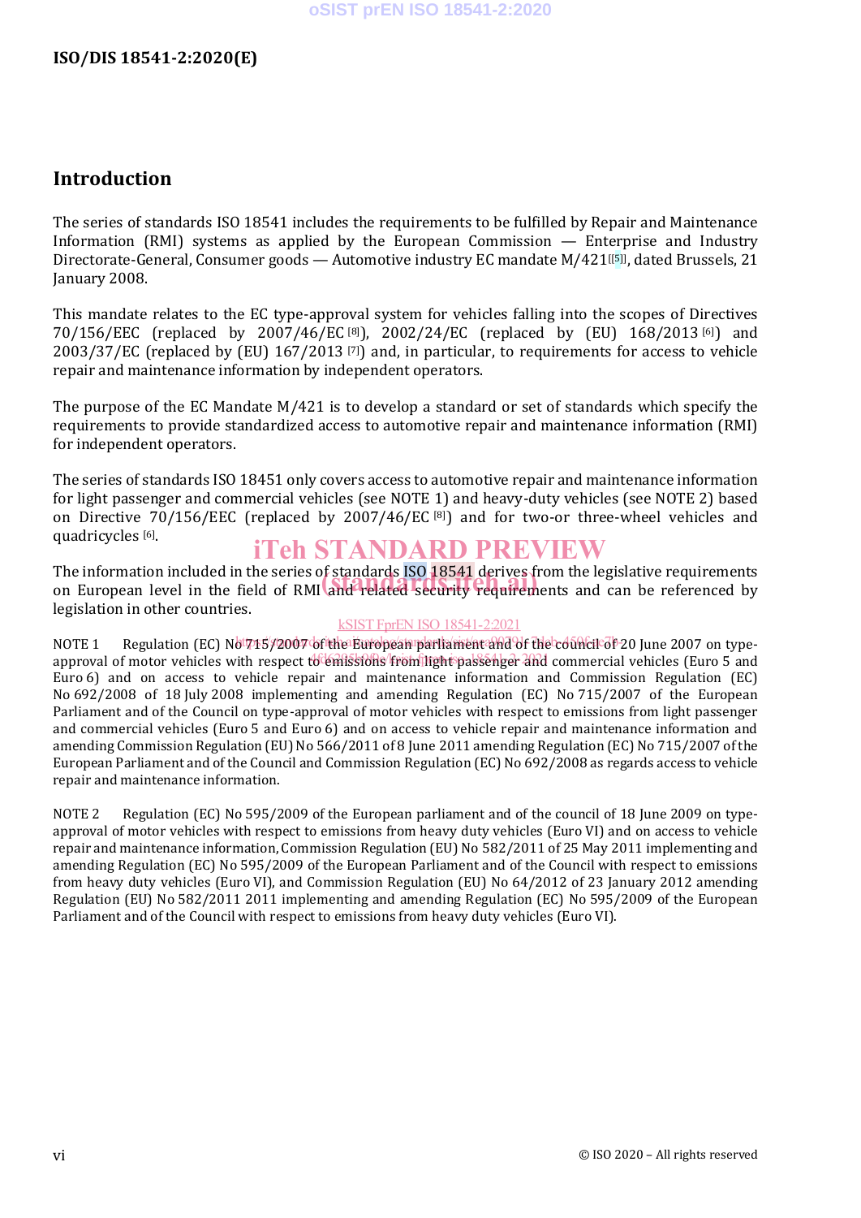## Introduction

The series of standards ISO 18541 includes the requirements to be fulfilled by Repair and Maintenance Information (RMI) systems as applied by the European Commission — Enterprise and Industry Directorate-General, Consumer goods — Automotive industry EC mandate M/421[[5]], dated Brussels, 21 January 2008.

This mandate relates to the EC type-approval system for vehicles falling into the scopes of Directives 70/156/EEC (replaced by 2007/46/EC [8]), 2002/24/EC (replaced by (EU) 168/2013 [6]) and 2003/37/EC (replaced by (EU) 167/2013 [7]) and, in particular, to requirements for access to vehicle repair and maintenance information by independent operators.

The purpose of the EC Mandate M/421 is to develop a standard or set of standards which specify the requirements to provide standardized access to automotive repair and maintenance information (RMI) for independent operators.

The series of standards ISO 18451 only covers access to automotive repair and maintenance information for light passenger and commercial vehicles (see NOTE 1) and heavy-duty vehicles (see NOTE 2) based on Directive 70/156/EEC (replaced by 2007/46/EC [8]) and for two-or three-wheel vehicles and quadricycles [6].

The information included in the series of standards ISO 18541 derives from the legislative requirements on European level in the field of RMI and related security requirements and can be referenced by legislation in other countries.

NOTE 1 Regulation (EC) No 715/2007 of the European parliament and of the council of 20 June 2007 on type-approval of motor vehicles with respect to emissions from light passenger and commercial vehicles (Euro 5 and Euro 6) and on access to vehicle repair and maintenance information and Commission Regulation (EC) No 692/2008 of 18 July 2008 implementing and amending Regulation (EC) No 715/2007 of the European Parliament and of the Council on type-approval of motor vehicles with respect to emissions from light passenger and commercial vehicles (Euro 5 and Euro 6) and on access to vehicle repair and maintenance information and amending Commission Regulation (EU) No 566/2011 of 8 June 2011 amending Regulation (EC) No 715/2007 of the European Parliament and of the Council and Commission Regulation (EC) No 692/2008 as regards access to vehicle repair and maintenance information.

NOTE 2 Regulation (EC) No 595/2009 of the European parliament and of the council of 18 June 2009 on type-approval of motor vehicles with respect to emissions from heavy duty vehicles (Euro VI) and on access to vehicle repair and maintenance information, Commission Regulation (EU) No 582/2011 of 25 May 2011 implementing and amending Regulation (EC) No 595/2009 of the European Parliament and of the Council with respect to emissions from heavy duty vehicles (Euro VI), and Commission Regulation (EU) No 64/2012 of 23 January 2012 amending Regulation (EU) No 582/2011 2011 implementing and amending Regulation (EC) No 595/2009 of the European Parliament and of the Council with respect to emissions from heavy duty vehicles (Euro VI).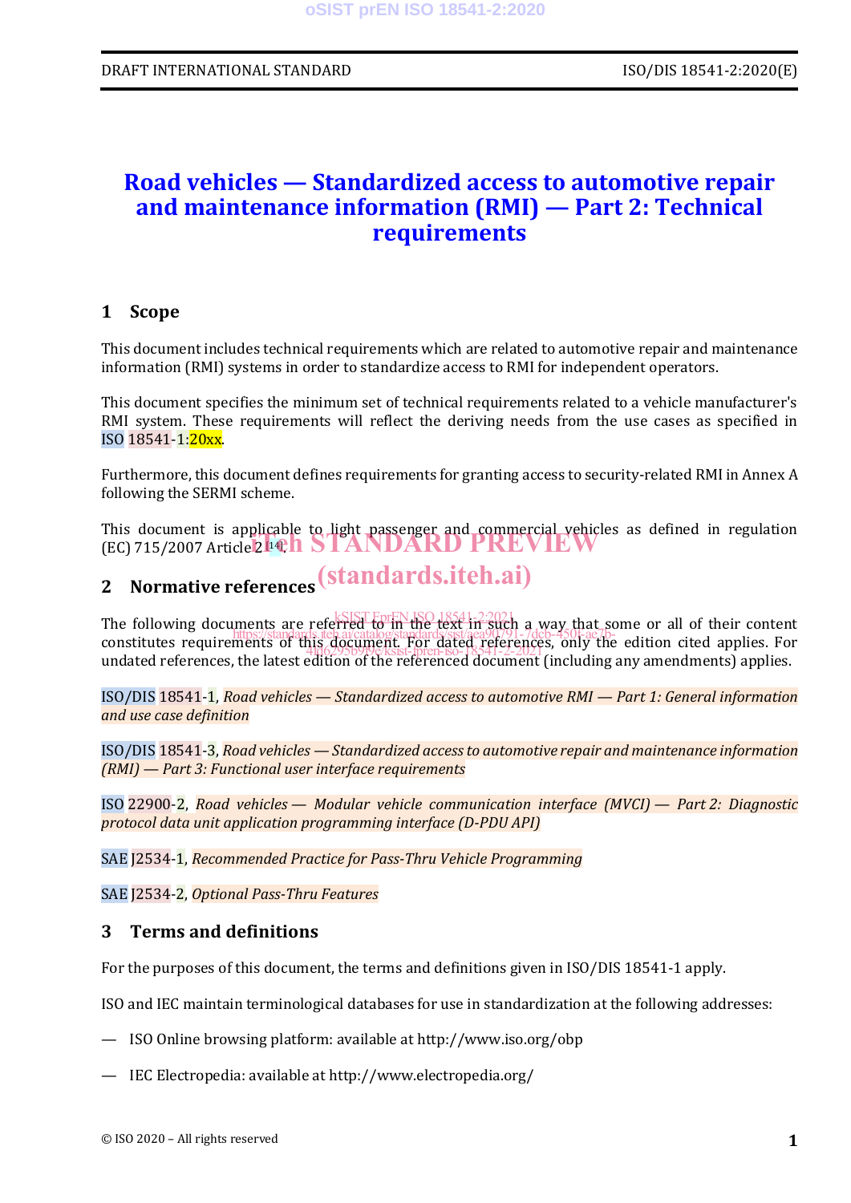# Road vehicles — Standardized access to automotive repair and maintenance information (RMI) — Part 2: Technical requirements

## 1 Scope

This document includes technical requirements which are related to automotive repair and maintenance information (RMI) systems in order to standardize access to RMI for independent operators.

This document specifies the minimum set of technical requirements related to a vehicle manufacturer's RMI system. These requirements will reflect the deriving needs from the use cases as specified in ISO 18541-1:20xx.

Furthermore, this document defines requirements for granting access to security-related RMI in Annex A following the SERMI scheme.

This document is applicable to light passenger and commercial vehicles as defined in regulation (EC) 715/2007 Article 2 [14].

## 2 Normative references

The following documents are referred to in the text in such a way that some or all of their content constitutes requirements of this document. For dated references, only the edition cited applies. For undated references, the latest edition of the referenced document (including any amendments) applies.

ISO/DIS 18541-1, *Road vehicles — Standardized access to automotive RMI — Part 1: General information and use case definition*

ISO/DIS 18541-3, *Road vehicles — Standardized access to automotive repair and maintenance information (RMI) — Part 3: Functional user interface requirements*

ISO 22900-2, *Road vehicles — Modular vehicle communication interface (MVCI) — Part 2: Diagnostic protocol data unit application programming interface (D-PDU API)*

SAE J2534-1, *Recommended Practice for Pass-Thru Vehicle Programming*

SAE J2534-2, *Optional Pass-Thru Features*

## 3 Terms and definitions

For the purposes of this document, the terms and definitions given in ISO/DIS 18541-1 apply.

ISO and IEC maintain terminological databases for use in standardization at the following addresses:

— ISO Online browsing platform: available at http://www.iso.org/obp

— IEC Electropedia: available at http://www.electropedia.org/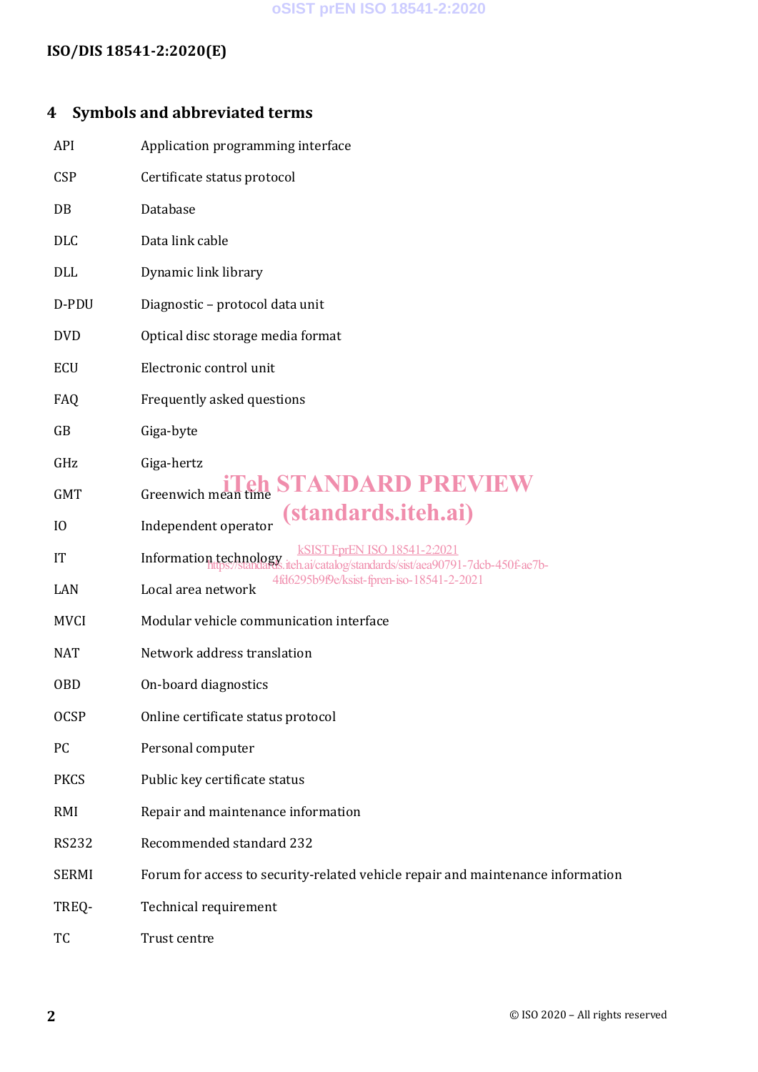## 4 Symbols and abbreviated terms

| | |
|---|---|
| API | Application programming interface |
| CSP | Certificate status protocol |
| DB | Database |
| DLC | Data link cable |
| DLL | Dynamic link library |
| D-PDU | Diagnostic – protocol data unit |
| DVD | Optical disc storage media format |
| ECU | Electronic control unit |
| FAQ | Frequently asked questions |
| GB | Giga-byte |
| GHz | Giga-hertz |
| GMT | Greenwich mean time |
| IO | Independent operator |
| IT | Information technology |
| LAN | Local area network |
| MVCI | Modular vehicle communication interface |
| NAT | Network address translation |
| OBD | On-board diagnostics |
| OCSP | Online certificate status protocol |
| PC | Personal computer |
| PKCS | Public key certificate status |
| RMI | Repair and maintenance information |
| RS232 | Recommended standard 232 |
| SERMI | Forum for access to security-related vehicle repair and maintenance information |
| TREQ- | Technical requirement |
| TC | Trust centre |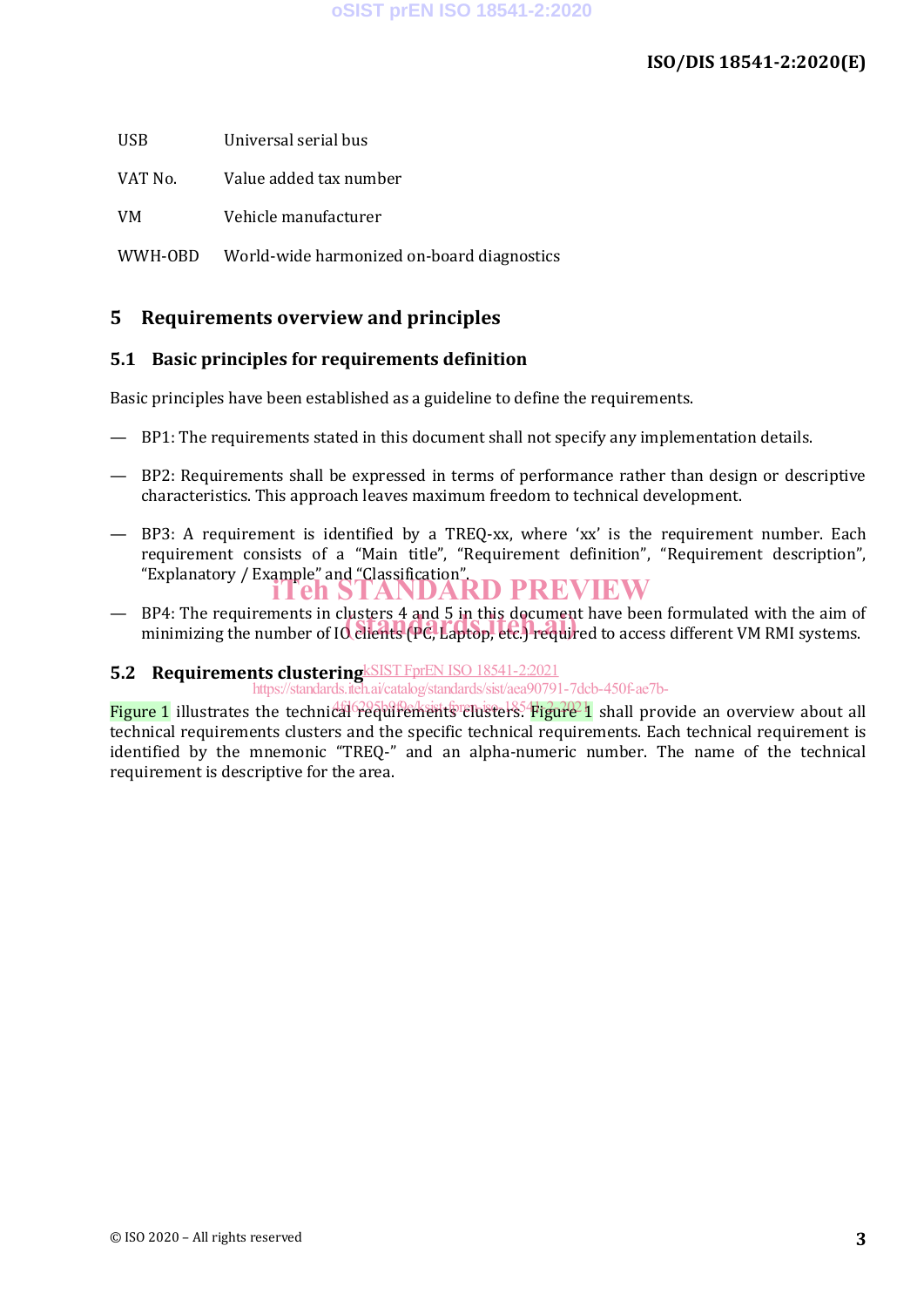| | |
|---|---|
| USB | Universal serial bus |
| VAT No. | Value added tax number |
| VM | Vehicle manufacturer |
| WWH-OBD | World-wide harmonized on-board diagnostics |

## 5 Requirements overview and principles

### 5.1 Basic principles for requirements definition

Basic principles have been established as a guideline to define the requirements.

— BP1: The requirements stated in this document shall not specify any implementation details.

— BP2: Requirements shall be expressed in terms of performance rather than design or descriptive characteristics. This approach leaves maximum freedom to technical development.

— BP3: A requirement is identified by a TREQ-xx, where 'xx' is the requirement number. Each requirement consists of a "Main title", "Requirement definition", "Requirement description", "Explanatory / Example" and "Classification".

— BP4: The requirements in clusters 4 and 5 in this document have been formulated with the aim of minimizing the number of IO clients (PC, Laptop, etc.) required to access different VM RMI systems.

### 5.2 Requirements clustering

Figure 1 illustrates the technical requirements clusters. Figure 1 shall provide an overview about all technical requirements clusters and the specific technical requirements. Each technical requirement is identified by the mnemonic "TREQ-" and an alpha-numeric number. The name of the technical requirement is descriptive for the area.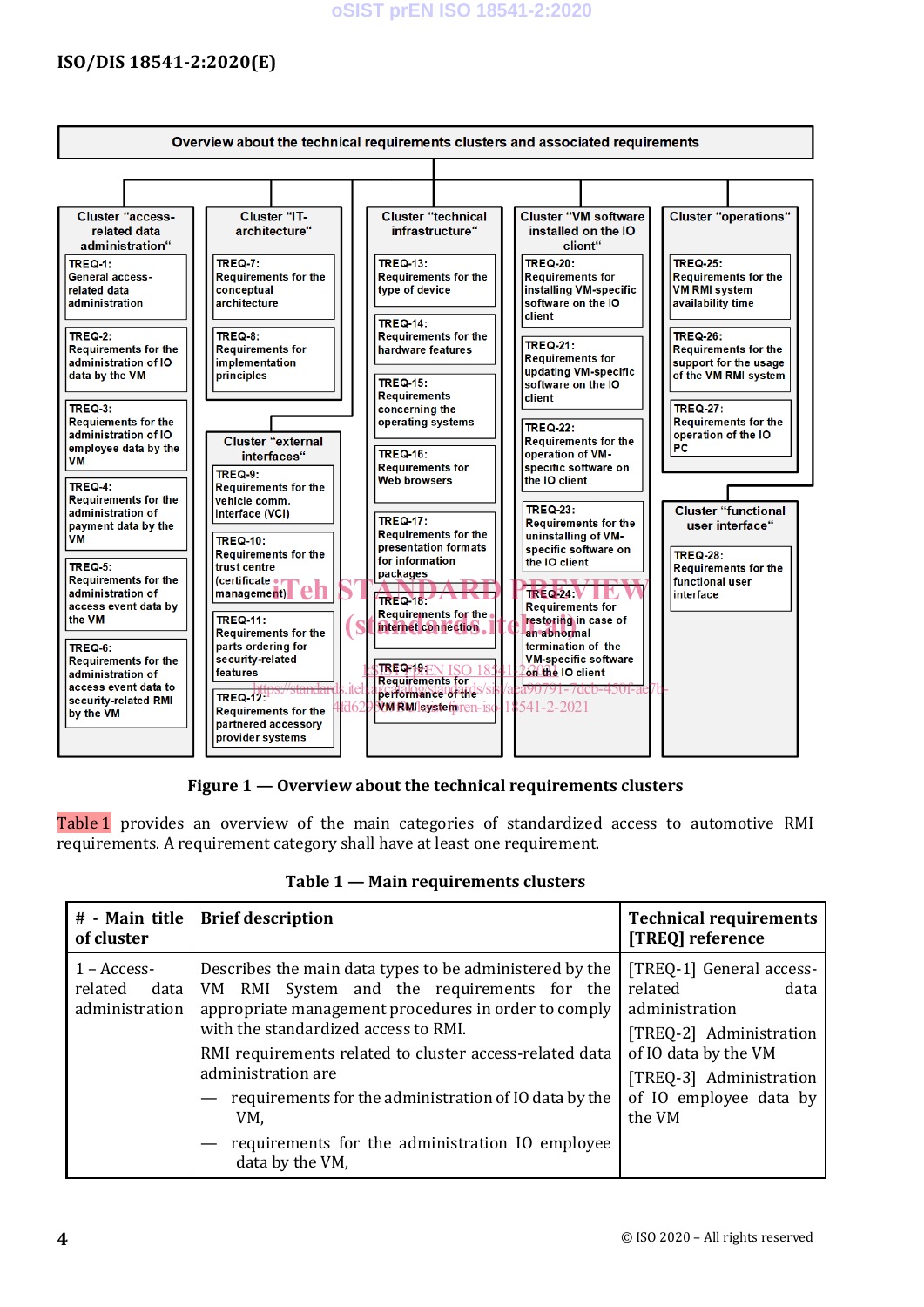**Overview about the technical requirements clusters and associated requirements**

**Cluster "access-related data administration"**
- TREQ-1: General access-related data administration
- TREQ-2: Requirements for the administration of IO data by the VM
- TREQ-3: Requirements for the administration of IO employee data by the VM
- TREQ-4: Requirements for the administration of payment data by the VM
- TREQ-5: Requirements for the administration of access event data by the VM
- TREQ-6: Requirements for the administration of access event data to security-related RMI by the VM

**Cluster "IT-architecture"**
- TREQ-7: Requirements for the conceptual architecture
- TREQ-8: Requirements for implementation principles

**Cluster "external interfaces"**
- TREQ-9: Requirements for the vehicle comm. interface (VCI)
- TREQ-10: Requirements for the trust centre (certificate management)
- TREQ-11: Requirements for the parts ordering for security-related features
- TREQ-12: Requirements for the partnered accessory provider systems

**Cluster "technical infrastructure"**
- TREQ-13: Requirements for the type of device
- TREQ-14: Requirements for the hardware features
- TREQ-15: Requirements concerning the operating systems
- TREQ-16: Requirements for Web browsers
- TREQ-17: Requirements for the presentation formats for information packages
- TREQ-18: Requirements for the internet connection
- TREQ-19: Requirements for performance of the VM RMI system

**Cluster "VM software installed on the IO client"**
- TREQ-20: Requirements for installing VM-specific software on the IO client
- TREQ-21: Requirements for updating VM-specific software on the IO client
- TREQ-22: Requirements for the operation of VM-specific software on the IO client
- TREQ-23: Requirements for the uninstalling of VM-specific software on the IO client
- TREQ-24: Requirements for restoring in case of an abnormal termination of the VM-specific software on the IO client

**Cluster "operations"**
- TREQ-25: Requirements for the VM RMI system availability time
- TREQ-26: Requirements for the support for the usage of the VM RMI system
- TREQ-27: Requirements for the operation of the IO PC

**Cluster "functional user interface"**
- TREQ-28: Requirements for the functional user interface

**Figure 1 — Overview about the technical requirements clusters**

Table 1 provides an overview of the main categories of standardized access to automotive RMI requirements. A requirement category shall have at least one requirement.

**Table 1 — Main requirements clusters**

| # - Main title of cluster | Brief description | Technical requirements [TREQ] reference |
|---|---|---|
| 1 – Access-related data administration | Describes the main data types to be administered by the VM RMI System and the requirements for the appropriate management procedures in order to comply with the standardized access to RMI.<br><br>RMI requirements related to cluster access-related data administration are<br><br>— requirements for the administration of IO data by the VM,<br><br>— requirements for the administration IO employee data by the VM, | [TREQ-1] General access-related data administration<br><br>[TREQ-2] Administration of IO data by the VM<br><br>[TREQ-3] Administration of IO employee data by the VM |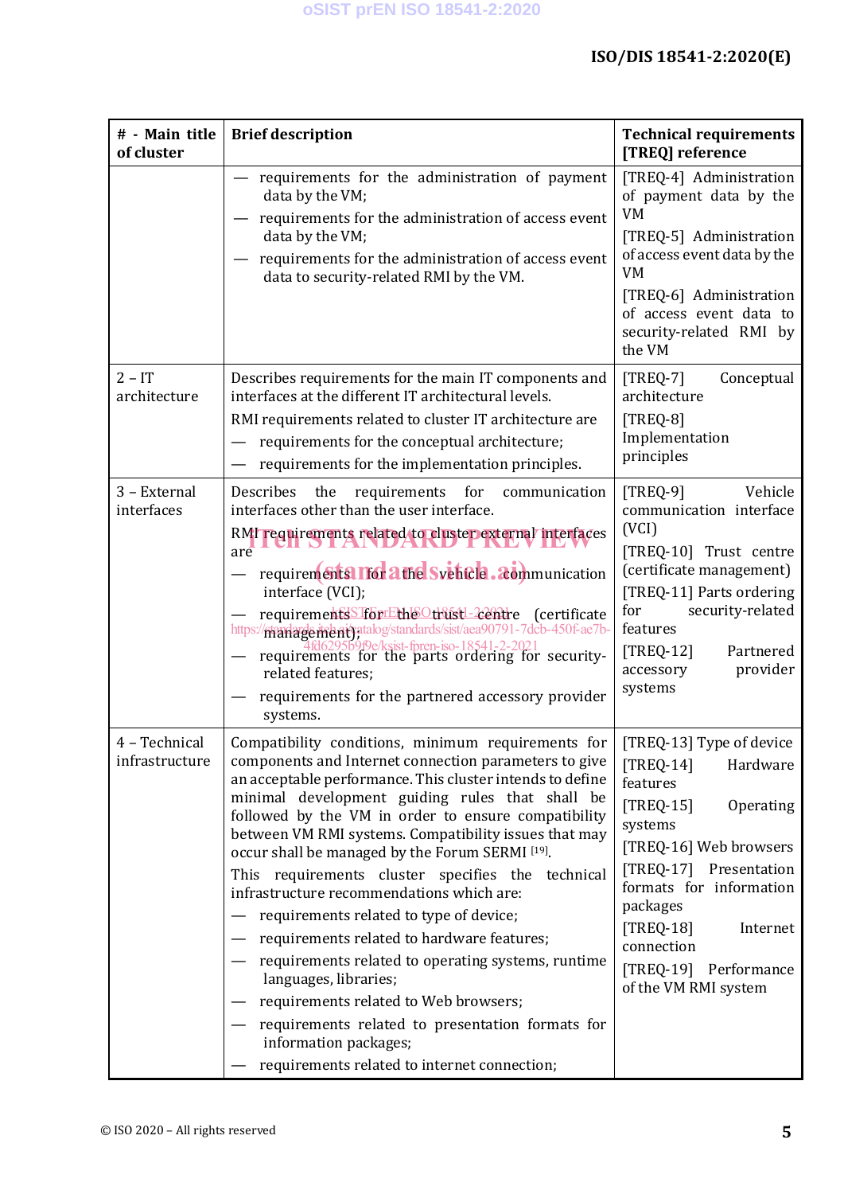| # - Main title of cluster | Brief description | Technical requirements [TREQ] reference |
|---|---|---|
| | — requirements for the administration of payment data by the VM;<br>— requirements for the administration of access event data by the VM;<br>— requirements for the administration of access event data to security-related RMI by the VM. | [TREQ-4] Administration of payment data by the VM<br>[TREQ-5] Administration of access event data by the VM<br>[TREQ-6] Administration of access event data to security-related RMI by the VM |
| 2 – IT architecture | Describes requirements for the main IT components and interfaces at the different IT architectural levels.<br>RMI requirements related to cluster IT architecture are<br>— requirements for the conceptual architecture;<br>— requirements for the implementation principles. | [TREQ-7] Conceptual architecture<br>[TREQ-8] Implementation principles |
| 3 – External interfaces | Describes the requirements for communication interfaces other than the user interface.<br>RMI requirements related to cluster external interfaces are<br>— requirements for the vehicle communication interface (VCI);<br>— requirements for the trust centre (certificate management);<br>— requirements for the parts ordering for security-related features;<br>— requirements for the partnered accessory provider systems. | [TREQ-9] Vehicle communication interface (VCI)<br>[TREQ-10] Trust centre (certificate management)<br>[TREQ-11] Parts ordering for security-related features<br>[TREQ-12] Partnered accessory provider systems |
| 4 – Technical infrastructure | Compatibility conditions, minimum requirements for components and Internet connection parameters to give an acceptable performance. This cluster intends to define minimal development guiding rules that shall be followed by the VM in order to ensure compatibility between VM RMI systems. Compatibility issues that may occur shall be managed by the Forum SERMI [19].<br>This requirements cluster specifies the technical infrastructure recommendations which are:<br>— requirements related to type of device;<br>— requirements related to hardware features;<br>— requirements related to operating systems, runtime languages, libraries;<br>— requirements related to Web browsers;<br>— requirements related to presentation formats for information packages;<br>— requirements related to internet connection; | [TREQ-13] Type of device<br>[TREQ-14] Hardware features<br>[TREQ-15] Operating systems<br>[TREQ-16] Web browsers<br>[TREQ-17] Presentation formats for information packages<br>[TREQ-18] Internet connection<br>[TREQ-19] Performance of the VM RMI system |